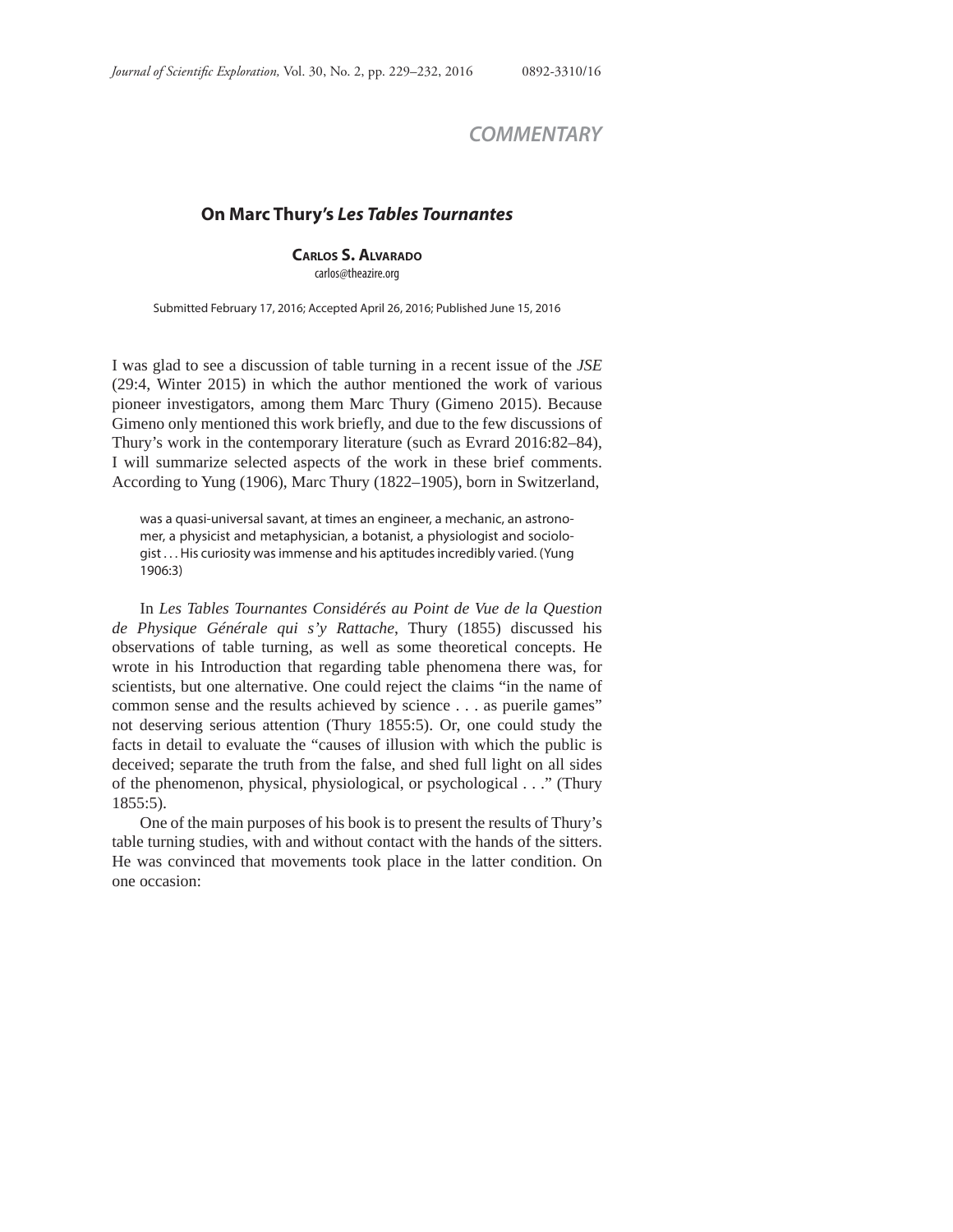*COMMENTARY*

## On Marc Thury's *Les Tables Tournantes*

**CARLOS S. ALVARADO**
carlos@theazire.org

Submitted February 17, 2016; Accepted April 26, 2016; Published June 15, 2016

I was glad to see a discussion of table turning in a recent issue of the *JSE* (29:4, Winter 2015) in which the author mentioned the work of various pioneer investigators, among them Marc Thury (Gimeno 2015). Because Gimeno only mentioned this work briefly, and due to the few discussions of Thury's work in the contemporary literature (such as Evrard 2016:82–84), I will summarize selected aspects of the work in these brief comments. According to Yung (1906), Marc Thury (1822–1905), born in Switzerland,

> was a quasi-universal savant, at times an engineer, a mechanic, an astronomer, a physicist and metaphysician, a botanist, a physiologist and sociologist . . . His curiosity was immense and his aptitudes incredibly varied. (Yung 1906:3)

In *Les Tables Tournantes Considérés au Point de Vue de la Question de Physique Générale qui s'y Rattache*, Thury (1855) discussed his observations of table turning, as well as some theoretical concepts. He wrote in his Introduction that regarding table phenomena there was, for scientists, but one alternative. One could reject the claims "in the name of common sense and the results achieved by science . . . as puerile games" not deserving serious attention (Thury 1855:5). Or, one could study the facts in detail to evaluate the "causes of illusion with which the public is deceived; separate the truth from the false, and shed full light on all sides of the phenomenon, physical, physiological, or psychological . . ." (Thury 1855:5).

One of the main purposes of his book is to present the results of Thury's table turning studies, with and without contact with the hands of the sitters. He was convinced that movements took place in the latter condition. On one occasion: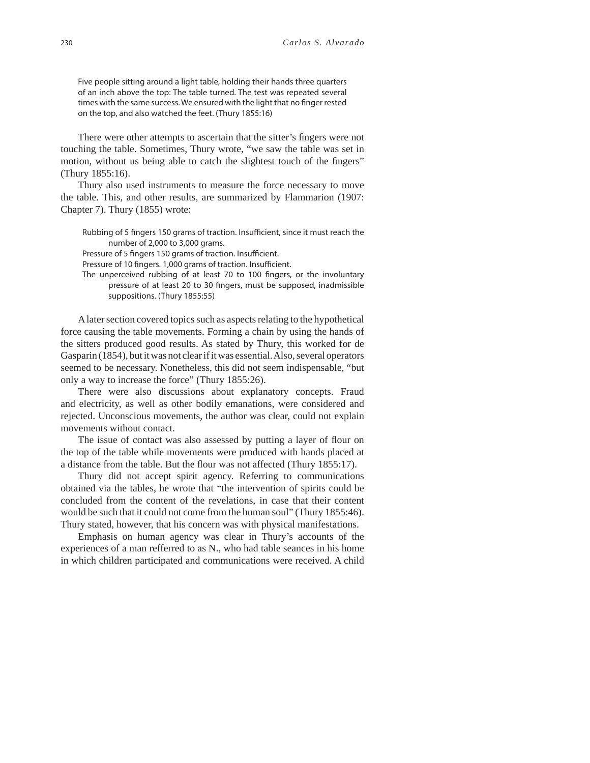> Five people sitting around a light table, holding their hands three quarters of an inch above the top: The table turned. The test was repeated several times with the same success. We ensured with the light that no finger rested on the top, and also watched the feet. (Thury 1855:16)

There were other attempts to ascertain that the sitter's fingers were not touching the table. Sometimes, Thury wrote, "we saw the table was set in motion, without us being able to catch the slightest touch of the fingers" (Thury 1855:16).

Thury also used instruments to measure the force necessary to move the table. This, and other results, are summarized by Flammarion (1907: Chapter 7). Thury (1855) wrote:

> Rubbing of 5 fingers 150 grams of traction. Insufficient, since it must reach the number of 2,000 to 3,000 grams.
> Pressure of 5 fingers 150 grams of traction. Insufficient.
> Pressure of 10 fingers. 1,000 grams of traction. Insufficient.
> The unperceived rubbing of at least 70 to 100 fingers, or the involuntary pressure of at least 20 to 30 fingers, must be supposed, inadmissible suppositions. (Thury 1855:55)

A later section covered topics such as aspects relating to the hypothetical force causing the table movements. Forming a chain by using the hands of the sitters produced good results. As stated by Thury, this worked for de Gasparin (1854), but it was not clear if it was essential. Also, several operators seemed to be necessary. Nonetheless, this did not seem indispensable, "but only a way to increase the force" (Thury 1855:26).

There were also discussions about explanatory concepts. Fraud and electricity, as well as other bodily emanations, were considered and rejected. Unconscious movements, the author was clear, could not explain movements without contact.

The issue of contact was also assessed by putting a layer of flour on the top of the table while movements were produced with hands placed at a distance from the table. But the flour was not affected (Thury 1855:17).

Thury did not accept spirit agency. Referring to communications obtained via the tables, he wrote that "the intervention of spirits could be concluded from the content of the revelations, in case that their content would be such that it could not come from the human soul" (Thury 1855:46). Thury stated, however, that his concern was with physical manifestations.

Emphasis on human agency was clear in Thury's accounts of the experiences of a man refferred to as N., who had table seances in his home in which children participated and communications were received. A child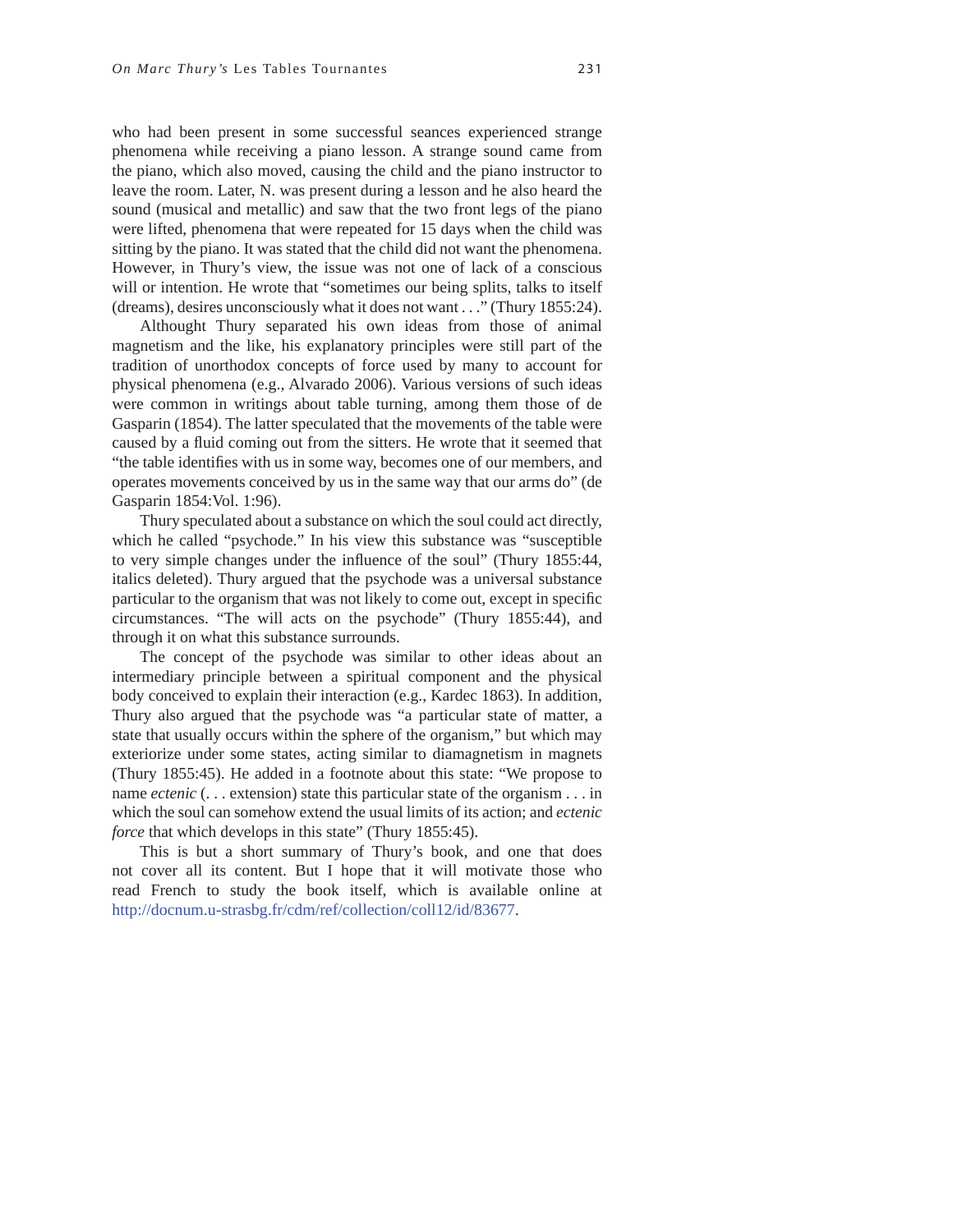who had been present in some successful seances experienced strange phenomena while receiving a piano lesson. A strange sound came from the piano, which also moved, causing the child and the piano instructor to leave the room. Later, N. was present during a lesson and he also heard the sound (musical and metallic) and saw that the two front legs of the piano were lifted, phenomena that were repeated for 15 days when the child was sitting by the piano. It was stated that the child did not want the phenomena. However, in Thury's view, the issue was not one of lack of a conscious will or intention. He wrote that "sometimes our being splits, talks to itself (dreams), desires unconsciously what it does not want . . ." (Thury 1855:24).

Althought Thury separated his own ideas from those of animal magnetism and the like, his explanatory principles were still part of the tradition of unorthodox concepts of force used by many to account for physical phenomena (e.g., Alvarado 2006). Various versions of such ideas were common in writings about table turning, among them those of de Gasparin (1854). The latter speculated that the movements of the table were caused by a fluid coming out from the sitters. He wrote that it seemed that "the table identifies with us in some way, becomes one of our members, and operates movements conceived by us in the same way that our arms do" (de Gasparin 1854:Vol. 1:96).

Thury speculated about a substance on which the soul could act directly, which he called "psychode." In his view this substance was "susceptible to very simple changes under the influence of the soul" (Thury 1855:44, italics deleted). Thury argued that the psychode was a universal substance particular to the organism that was not likely to come out, except in specific circumstances. "The will acts on the psychode" (Thury 1855:44), and through it on what this substance surrounds.

The concept of the psychode was similar to other ideas about an intermediary principle between a spiritual component and the physical body conceived to explain their interaction (e.g., Kardec 1863). In addition, Thury also argued that the psychode was "a particular state of matter, a state that usually occurs within the sphere of the organism," but which may exteriorize under some states, acting similar to diamagnetism in magnets (Thury 1855:45). He added in a footnote about this state: "We propose to name *ectenic* (. . . extension) state this particular state of the organism . . . in which the soul can somehow extend the usual limits of its action; and *ectenic force* that which develops in this state" (Thury 1855:45).

This is but a short summary of Thury's book, and one that does not cover all its content. But I hope that it will motivate those who read French to study the book itself, which is available online at http://docnum.u-strasbg.fr/cdm/ref/collection/coll12/id/83677.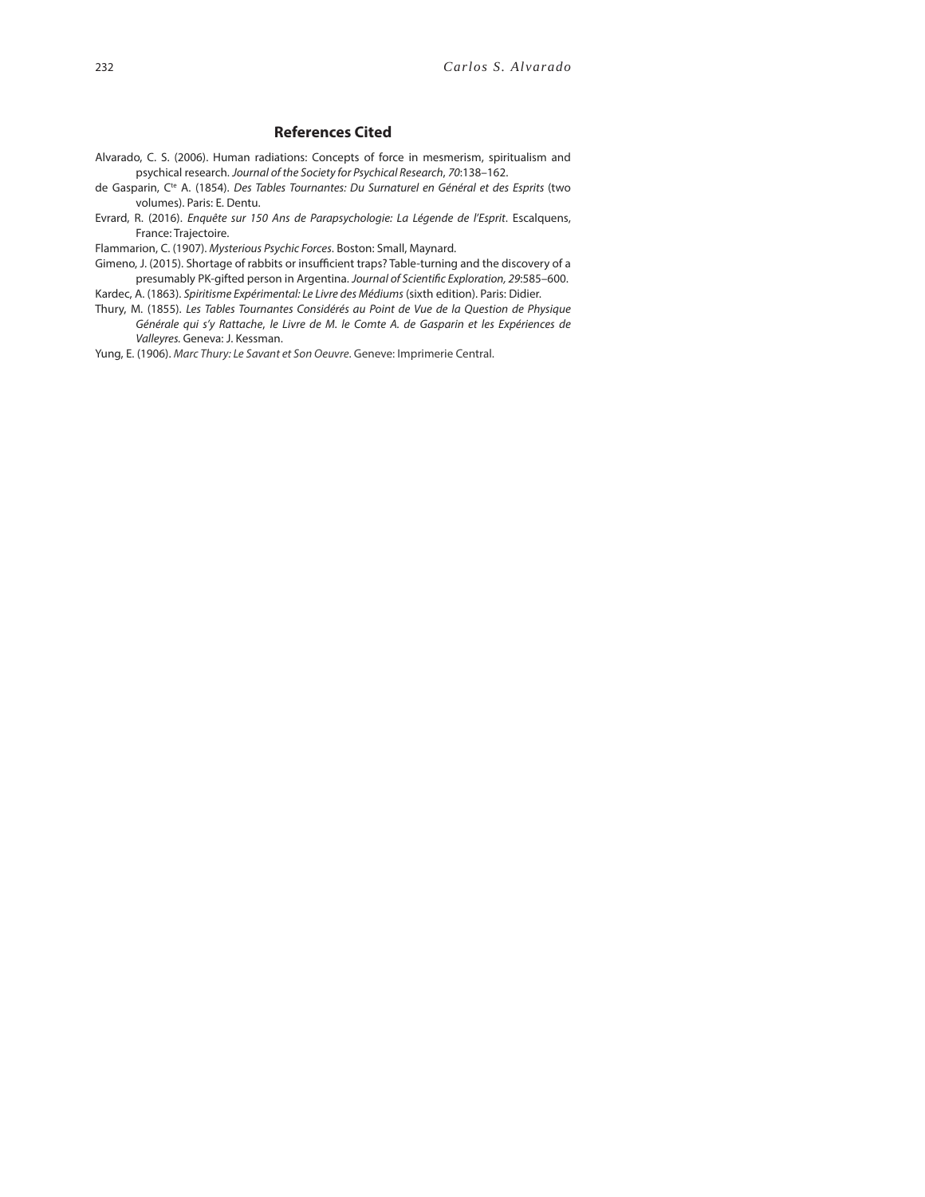## References Cited

Alvarado, C. S. (2006). Human radiations: Concepts of force in mesmerism, spiritualism and psychical research. *Journal of the Society for Psychical Research*, *70*:138–162.

de Gasparin, C[te] A. (1854). *Des Tables Tournantes: Du Surnaturel en Général et des Esprits* (two volumes). Paris: E. Dentu.

Evrard, R. (2016). *Enquête sur 150 Ans de Parapsychologie: La Légende de l'Esprit*. Escalquens, France: Trajectoire.

Flammarion, C. (1907). *Mysterious Psychic Forces*. Boston: Small, Maynard.

Gimeno, J. (2015). Shortage of rabbits or insufficient traps? Table-turning and the discovery of a presumably PK-gifted person in Argentina. *Journal of Scientific Exploration, 29*:585–600.

Kardec, A. (1863). *Spiritisme Expérimental: Le Livre des Médiums* (sixth edition). Paris: Didier.

Thury, M. (1855). *Les Tables Tournantes Considérés au Point de Vue de la Question de Physique Générale qui s'y Rattache*, *le Livre de M. le Comte A. de Gasparin et les Expériences de Valleyres*. Geneva: J. Kessman.

Yung, E. (1906). *Marc Thury: Le Savant et Son Oeuvre*. Geneve: Imprimerie Central.